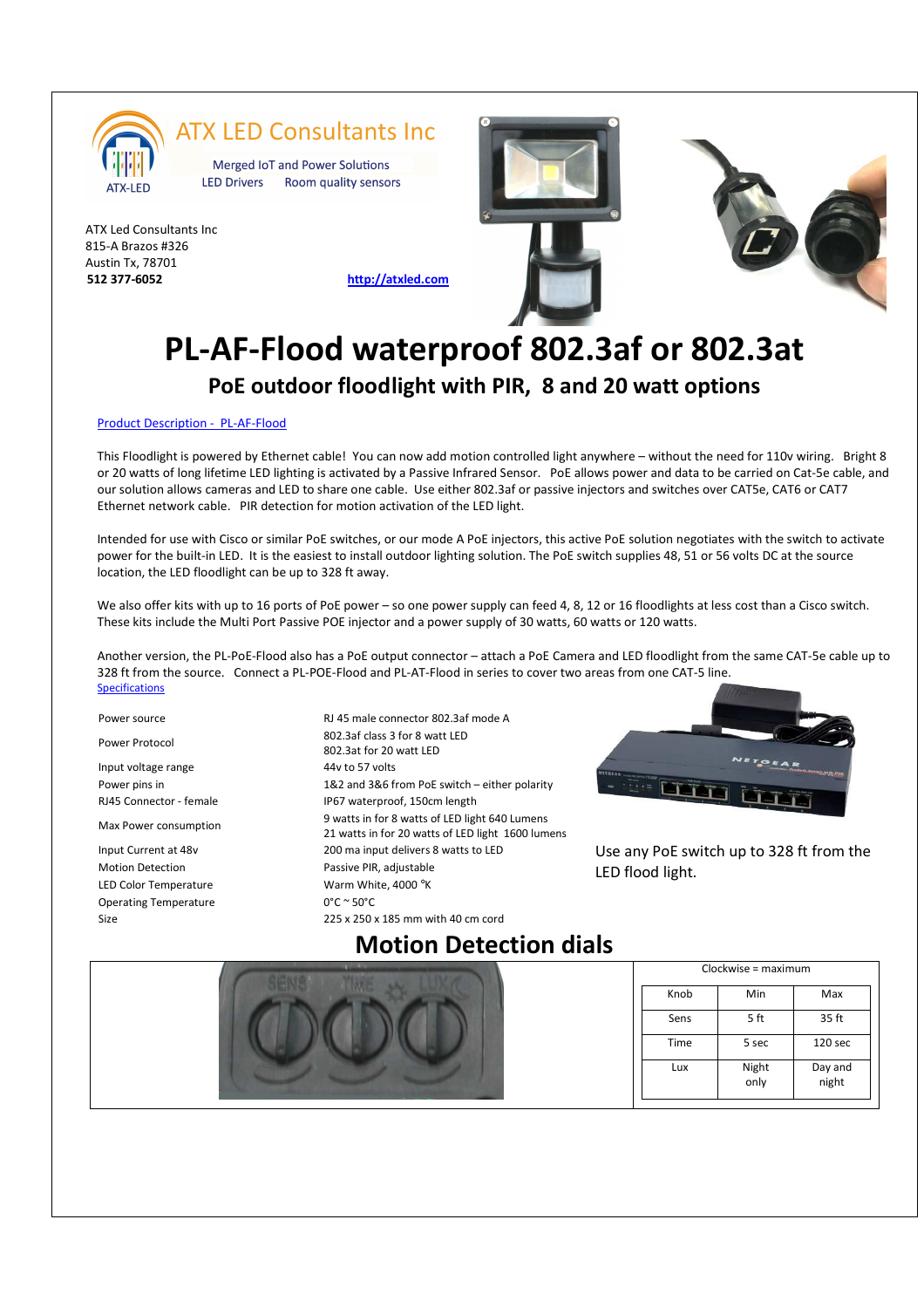ATX LED Consultants Inc

Merged IoT and Power Solutions
LED Drivers   Room quality sensors

ATX Led Consultants Inc
815-A Brazos #326
Austin Tx, 78701
**512 377-6052**

**http://atxled.com**

# PL-AF-Flood waterproof 802.3af or 802.3at

## PoE outdoor floodlight with PIR, 8 and 20 watt options

Product Description - PL-AF-Flood

This Floodlight is powered by Ethernet cable! You can now add motion controlled light anywhere – without the need for 110v wiring. Bright 8 or 20 watts of long lifetime LED lighting is activated by a Passive Infrared Sensor. PoE allows power and data to be carried on Cat-5e cable, and our solution allows cameras and LED to share one cable. Use either 802.3af or passive injectors and switches over CAT5e, CAT6 or CAT7 Ethernet network cable. PIR detection for motion activation of the LED light.

Intended for use with Cisco or similar PoE switches, or our mode A PoE injectors, this active PoE solution negotiates with the switch to activate power for the built-in LED. It is the easiest to install outdoor lighting solution. The PoE switch supplies 48, 51 or 56 volts DC at the source location, the LED floodlight can be up to 328 ft away.

We also offer kits with up to 16 ports of PoE power – so one power supply can feed 4, 8, 12 or 16 floodlights at less cost than a Cisco switch. These kits include the Multi Port Passive POE injector and a power supply of 30 watts, 60 watts or 120 watts.

Another version, the PL-PoE-Flood also has a PoE output connector – attach a PoE Camera and LED floodlight from the same CAT-5e cable up to 328 ft from the source. Connect a PL-POE-Flood and PL-AT-Flood in series to cover two areas from one CAT-5 line.

Specifications

| | |
|---|---|
| Power source | RJ 45 male connector 802.3af mode A |
| Power Protocol | 802.3af class 3 for 8 watt LED<br>802.3at for 20 watt LED |
| Input voltage range | 44v to 57 volts |
| Power pins in | 1&2 and 3&6 from PoE switch – either polarity |
| RJ45 Connector - female | IP67 waterproof, 150cm length |
| Max Power consumption | 9 watts in for 8 watts of LED light 640 Lumens<br>21 watts in for 20 watts of LED light 1600 lumens |
| Input Current at 48v | 200 ma input delivers 8 watts to LED |
| Motion Detection | Passive PIR, adjustable |
| LED Color Temperature | Warm White, 4000 °K |
| Operating Temperature | 0°C ~ 50°C |
| Size | 225 x 250 x 185 mm with 40 cm cord |

Use any PoE switch up to 328 ft from the LED flood light.

# Motion Detection dials

Clockwise = maximum

| Knob | Min | Max |
|---|---|---|
| Sens | 5 ft | 35 ft |
| Time | 5 sec | 120 sec |
| Lux | Night only | Day and night |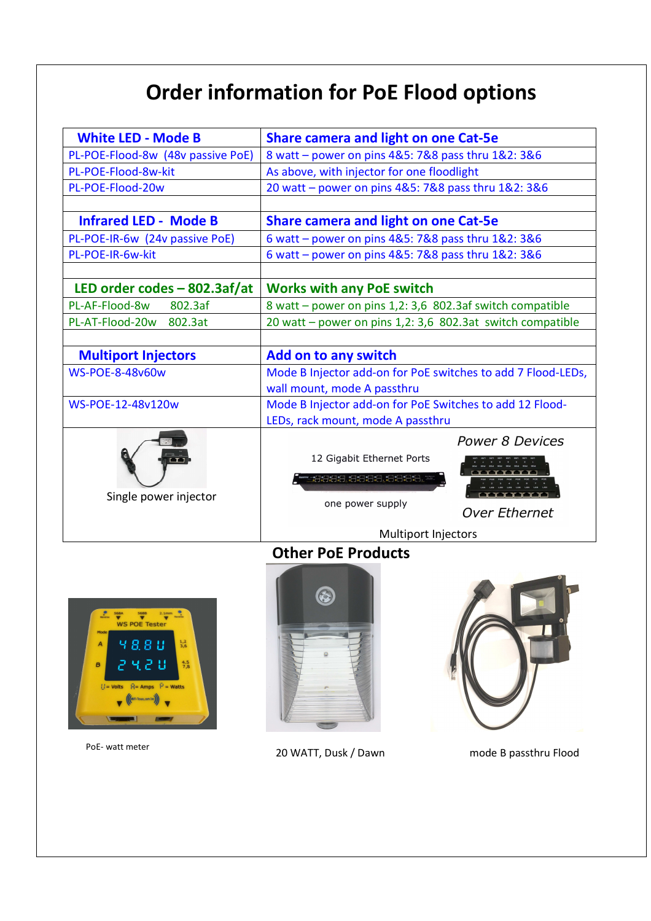# Order information for PoE Flood options

| White LED - Mode B | Share camera and light on one Cat-5e |
|---|---|
| PL-POE-Flood-8w (48v passive PoE) | 8 watt – power on pins 4&5: 7&8 pass thru 1&2: 3&6 |
| PL-POE-Flood-8w-kit | As above, with injector for one floodlight |
| PL-POE-Flood-20w | 20 watt – power on pins 4&5: 7&8 pass thru 1&2: 3&6 |
| | |
| **Infrared LED - Mode B** | **Share camera and light on one Cat-5e** |
| PL-POE-IR-6w (24v passive PoE) | 6 watt – power on pins 4&5: 7&8 pass thru 1&2: 3&6 |
| PL-POE-IR-6w-kit | 6 watt – power on pins 4&5: 7&8 pass thru 1&2: 3&6 |
| | |
| **LED order codes – 802.3af/at** | **Works with any PoE switch** |
| PL-AF-Flood-8w 802.3af | 8 watt – power on pins 1,2: 3,6 802.3af switch compatible |
| PL-AT-Flood-20w 802.3at | 20 watt – power on pins 1,2: 3,6 802.3at switch compatible |
| | |
| **Multiport Injectors** | **Add on to any switch** |
| WS-POE-8-48v60w | Mode B Injector add-on for PoE switches to add 7 Flood-LEDs, wall mount, mode A passthru |
| WS-POE-12-48v120w | Mode B Injector add-on for PoE Switches to add 12 Flood-LEDs, rack mount, mode A passthru |
| Single power injector | 12 Gigabit Ethernet Ports, one power supply, *Power 8 Devices Over Ethernet* — Multiport Injectors |

## Other PoE Products

PoE- watt meter

20 WATT, Dusk / Dawn

mode B passthru Flood